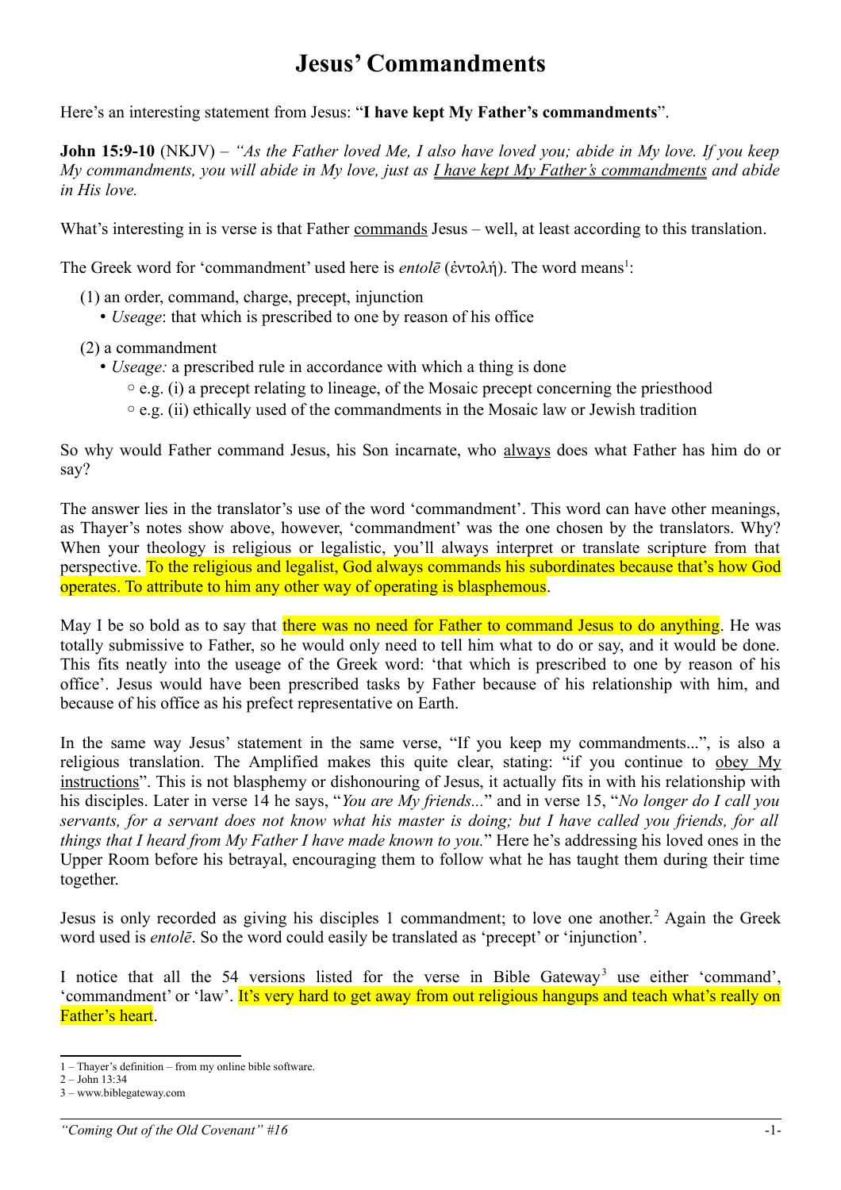# Jesus' Commandments

Here's an interesting statement from Jesus: "**I have kept My Father's commandments**".

**John 15:9-10** (NKJV) – *"As the Father loved Me, I also have loved you; abide in My love. If you keep My commandments, you will abide in My love, just as I have kept My Father's commandments and abide in His love.*

What's interesting in is verse is that Father commands Jesus – well, at least according to this translation.

The Greek word for 'commandment' used here is *entolē* (ἐντολή). The word means[1]:

(1) an order, command, charge, precept, injunction
- *Useage*: that which is prescribed to one by reason of his office

(2) a commandment
- *Useage:* a prescribed rule in accordance with which a thing is done
  - e.g. (i) a precept relating to lineage, of the Mosaic precept concerning the priesthood
  - e.g. (ii) ethically used of the commandments in the Mosaic law or Jewish tradition

So why would Father command Jesus, his Son incarnate, who always does what Father has him do or say?

The answer lies in the translator's use of the word 'commandment'. This word can have other meanings, as Thayer's notes show above, however, 'commandment' was the one chosen by the translators. Why? When your theology is religious or legalistic, you'll always interpret or translate scripture from that perspective. To the religious and legalist, God always commands his subordinates because that's how God operates. To attribute to him any other way of operating is blasphemous.

May I be so bold as to say that there was no need for Father to command Jesus to do anything. He was totally submissive to Father, so he would only need to tell him what to do or say, and it would be done. This fits neatly into the useage of the Greek word: 'that which is prescribed to one by reason of his office'. Jesus would have been prescribed tasks by Father because of his relationship with him, and because of his office as his prefect representative on Earth.

In the same way Jesus' statement in the same verse, "If you keep my commandments...", is also a religious translation. The Amplified makes this quite clear, stating: "if you continue to obey My instructions". This is not blasphemy or dishonouring of Jesus, it actually fits in with his relationship with his disciples. Later in verse 14 he says, "*You are My friends...*" and in verse 15, "*No longer do I call you servants, for a servant does not know what his master is doing; but I have called you friends, for all things that I heard from My Father I have made known to you.*" Here he's addressing his loved ones in the Upper Room before his betrayal, encouraging them to follow what he has taught them during their time together.

Jesus is only recorded as giving his disciples 1 commandment; to love one another.[2] Again the Greek word used is *entolē*. So the word could easily be translated as 'precept' or 'injunction'.

I notice that all the 54 versions listed for the verse in Bible Gateway[3] use either 'command', 'commandment' or 'law'. It's very hard to get away from out religious hangups and teach what's really on Father's heart.

---

1 – Thayer's definition – from my online bible software.
2 – John 13:34
3 – www.biblegateway.com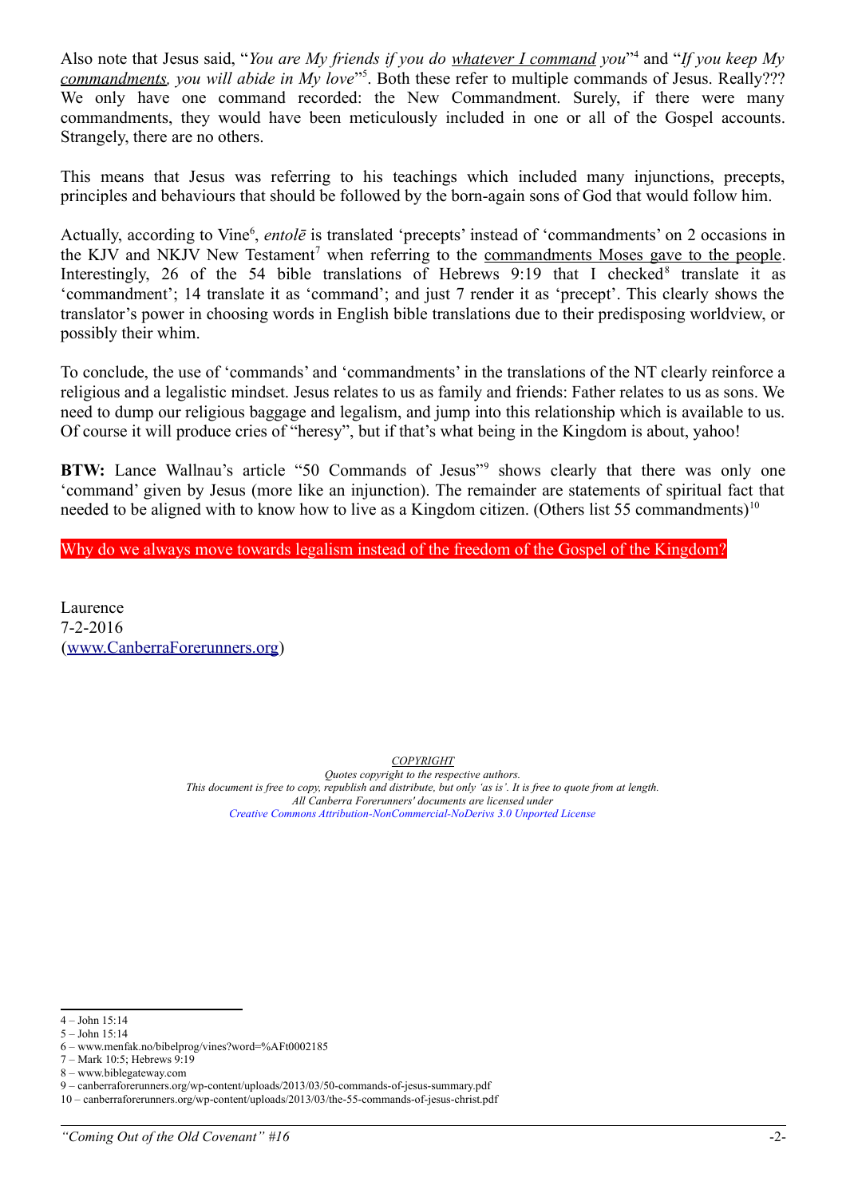Also note that Jesus said, "*You are My friends if you do whatever I command you*"[4] and "*If you keep My commandments, you will abide in My love*"[5]. Both these refer to multiple commands of Jesus. Really??? We only have one command recorded: the New Commandment. Surely, if there were many commandments, they would have been meticulously included in one or all of the Gospel accounts. Strangely, there are no others.

This means that Jesus was referring to his teachings which included many injunctions, precepts, principles and behaviours that should be followed by the born-again sons of God that would follow him.

Actually, according to Vine[6], *entolē* is translated 'precepts' instead of 'commandments' on 2 occasions in the KJV and NKJV New Testament[7] when referring to the commandments Moses gave to the people. Interestingly, 26 of the 54 bible translations of Hebrews 9:19 that I checked[8] translate it as 'commandment'; 14 translate it as 'command'; and just 7 render it as 'precept'. This clearly shows the translator's power in choosing words in English bible translations due to their predisposing worldview, or possibly their whim.

To conclude, the use of 'commands' and 'commandments' in the translations of the NT clearly reinforce a religious and a legalistic mindset. Jesus relates to us as family and friends: Father relates to us as sons. We need to dump our religious baggage and legalism, and jump into this relationship which is available to us. Of course it will produce cries of "heresy", but if that's what being in the Kingdom is about, yahoo!

**BTW:** Lance Wallnau's article "50 Commands of Jesus"[9] shows clearly that there was only one 'command' given by Jesus (more like an injunction). The remainder are statements of spiritual fact that needed to be aligned with to know how to live as a Kingdom citizen. (Others list 55 commandments)[10]

Why do we always move towards legalism instead of the freedom of the Gospel of the Kingdom?

Laurence
7-2-2016
(www.CanberraForerunners.org)

*COPYRIGHT*
*Quotes copyright to the respective authors.*
*This document is free to copy, republish and distribute, but only 'as is'. It is free to quote from at length.*
*All Canberra Forerunners' documents are licensed under*
*Creative Commons Attribution-NonCommercial-NoDerivs 3.0 Unported License*

4 – John 15:14
5 – John 15:14
6 – www.menfak.no/bibelprog/vines?word=%AFt0002185
7 – Mark 10:5; Hebrews 9:19
8 – www.biblegateway.com
9 – canberraforerunners.org/wp-content/uploads/2013/03/50-commands-of-jesus-summary.pdf
10 – canberraforerunners.org/wp-content/uploads/2013/03/the-55-commands-of-jesus-christ.pdf